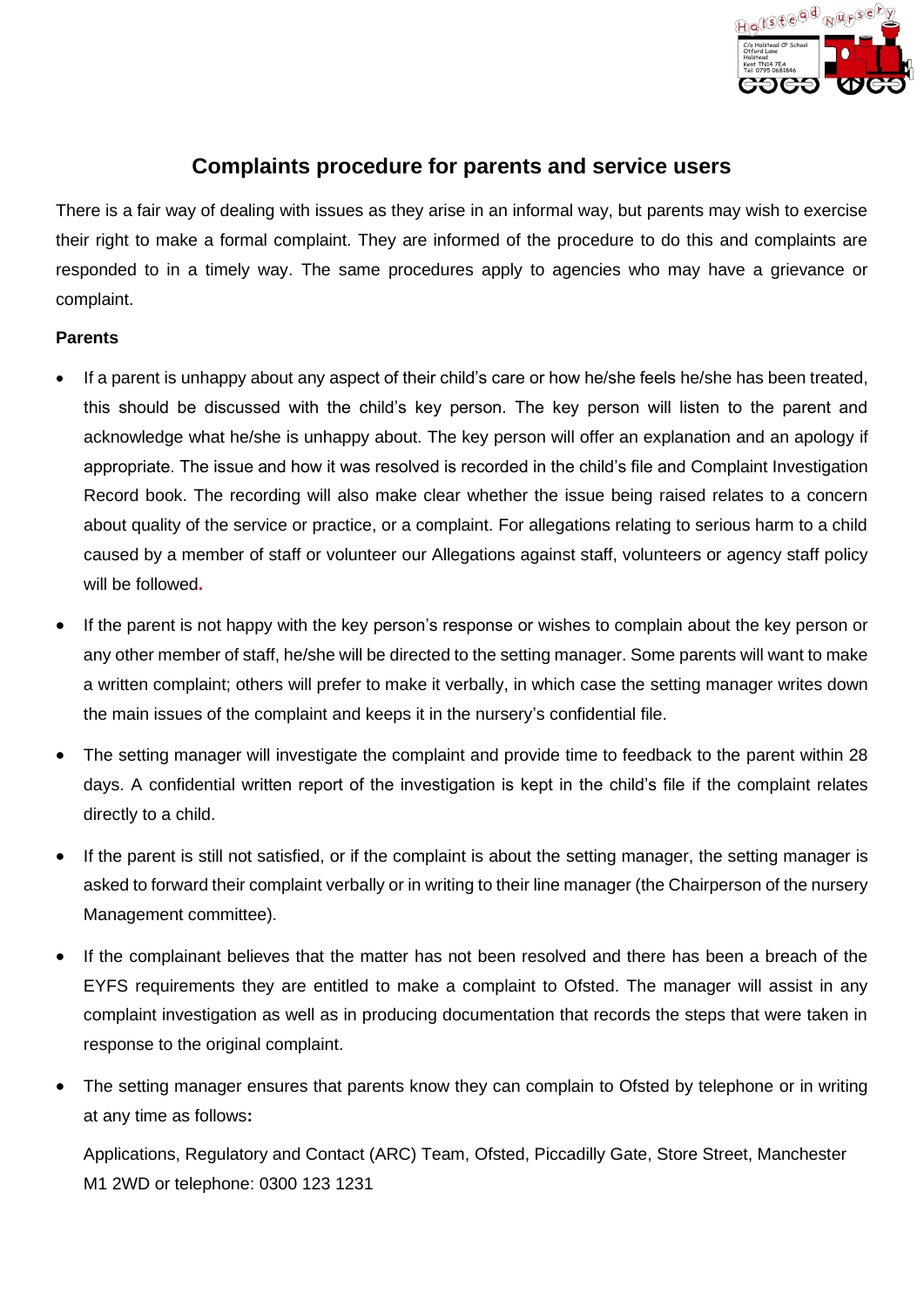# Complaints procedure for parents and service users

There is a fair way of dealing with issues as they arise in an informal way, but parents may wish to exercise their right to make a formal complaint. They are informed of the procedure to do this and complaints are responded to in a timely way. The same procedures apply to agencies who may have a grievance or complaint.

**Parents**

- If a parent is unhappy about any aspect of their child's care or how he/she feels he/she has been treated, this should be discussed with the child's key person. The key person will listen to the parent and acknowledge what he/she is unhappy about. The key person will offer an explanation and an apology if appropriate. The issue and how it was resolved is recorded in the child's file and Complaint Investigation Record book. The recording will also make clear whether the issue being raised relates to a concern about quality of the service or practice, or a complaint. For allegations relating to serious harm to a child caused by a member of staff or volunteer our Allegations against staff, volunteers or agency staff policy will be followed.

- If the parent is not happy with the key person's response or wishes to complain about the key person or any other member of staff, he/she will be directed to the setting manager. Some parents will want to make a written complaint; others will prefer to make it verbally, in which case the setting manager writes down the main issues of the complaint and keeps it in the nursery's confidential file.

- The setting manager will investigate the complaint and provide time to feedback to the parent within 28 days. A confidential written report of the investigation is kept in the child's file if the complaint relates directly to a child.

- If the parent is still not satisfied, or if the complaint is about the setting manager, the setting manager is asked to forward their complaint verbally or in writing to their line manager (the Chairperson of the nursery Management committee).

- If the complainant believes that the matter has not been resolved and there has been a breach of the EYFS requirements they are entitled to make a complaint to Ofsted. The manager will assist in any complaint investigation as well as in producing documentation that records the steps that were taken in response to the original complaint.

- The setting manager ensures that parents know they can complain to Ofsted by telephone or in writing at any time as follows**:**

  Applications, Regulatory and Contact (ARC) Team, Ofsted, Piccadilly Gate, Store Street, Manchester M1 2WD or telephone: 0300 123 1231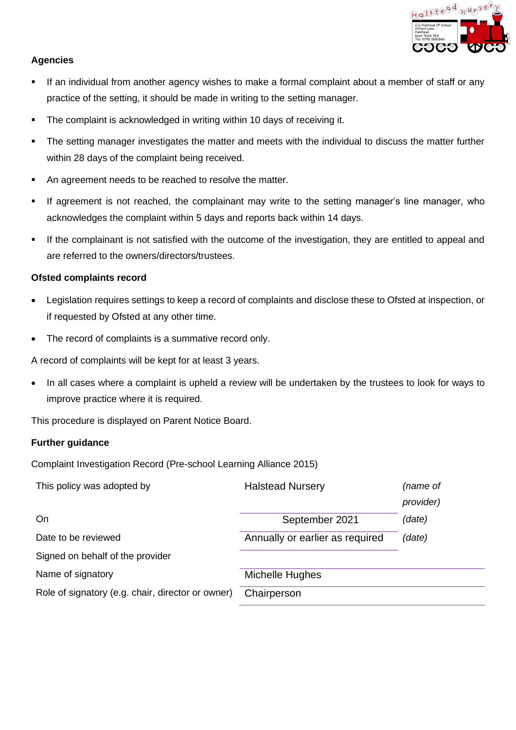### Agencies

- If an individual from another agency wishes to make a formal complaint about a member of staff or any practice of the setting, it should be made in writing to the setting manager.
- The complaint is acknowledged in writing within 10 days of receiving it.
- The setting manager investigates the matter and meets with the individual to discuss the matter further within 28 days of the complaint being received.
- An agreement needs to be reached to resolve the matter.
- If agreement is not reached, the complainant may write to the setting manager's line manager, who acknowledges the complaint within 5 days and reports back within 14 days.
- If the complainant is not satisfied with the outcome of the investigation, they are entitled to appeal and are referred to the owners/directors/trustees.

### Ofsted complaints record

- Legislation requires settings to keep a record of complaints and disclose these to Ofsted at inspection, or if requested by Ofsted at any other time.
- The record of complaints is a summative record only.

A record of complaints will be kept for at least 3 years.

- In all cases where a complaint is upheld a review will be undertaken by the trustees to look for ways to improve practice where it is required.

This procedure is displayed on Parent Notice Board.

### Further guidance

Complaint Investigation Record (Pre-school Learning Alliance 2015)

| | | |
|---|---|---|
| This policy was adopted by | Halstead Nursery | *(name of provider)* |
| On | September 2021 | *(date)* |
| Date to be reviewed | Annually or earlier as required | *(date)* |
| Signed on behalf of the provider | | |
| Name of signatory | Michelle Hughes | |
| Role of signatory (e.g. chair, director or owner) | Chairperson | |